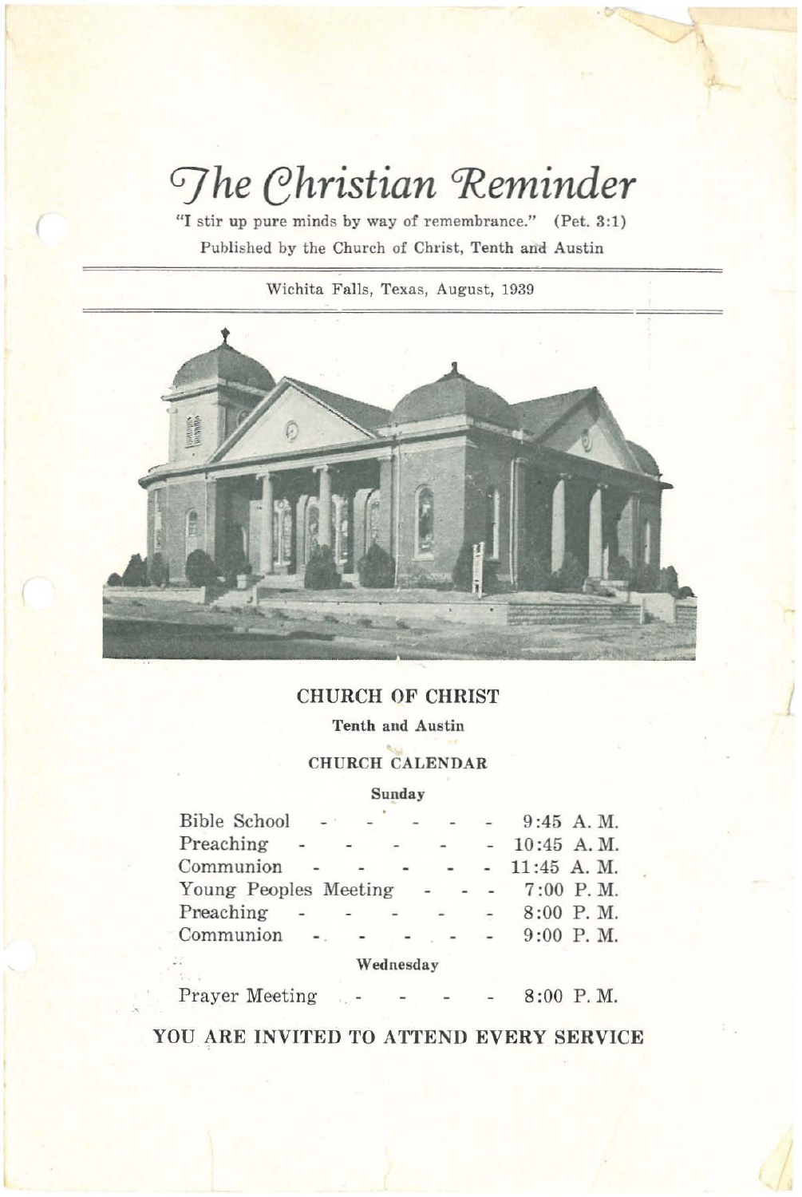# The Christian Reminder

"I stir up pure minds by way of remembrance." (Pet. 3:1)

Published by the Church of Christ, Tenth and Austin

Wichita Falls, Texas, August, 1939

## CHURCH OF CHRIST

**Tenth and Austin**

### CHURCH CALENDAR

**Sunday**

| | |
|---|---|
| Bible School | 9:45 A. M. |
| Preaching | 10:45 A. M. |
| Communion | 11:45 A. M. |
| Young Peoples Meeting | 7:00 P. M. |
| Preaching | 8:00 P. M. |
| Communion | 9:00 P. M. |

**Wednesday**

| | |
|---|---|
| Prayer Meeting | 8:00 P. M. |

**YOU ARE INVITED TO ATTEND EVERY SERVICE**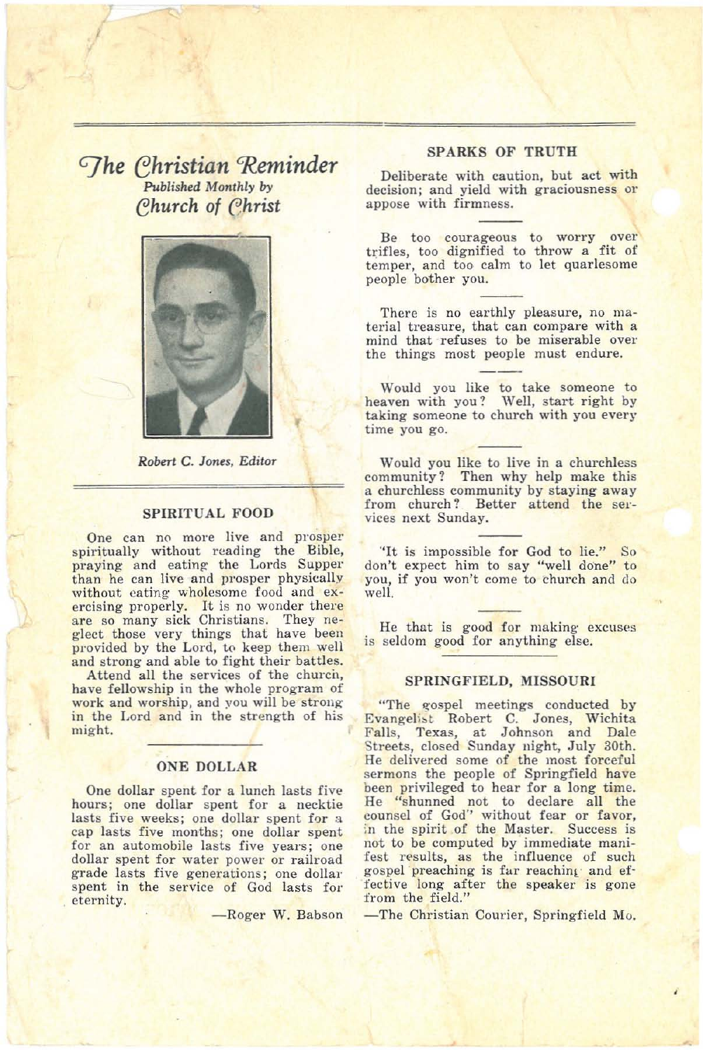# The Christian Reminder

*Published Monthly by*

*Church of Christ*

*Robert C. Jones, Editor*

## SPIRITUAL FOOD

One can no more live and prosper spiritually without reading the Bible, praying and eating the Lords Supper than he can live and prosper physically without eating wholesome food and exercising properly. It is no wonder there are so many sick Christians. They neglect those very things that have been provided by the Lord, to keep them well and strong and able to fight their battles.

Attend all the services of the church, have fellowship in the whole program of work and worship, and you will be strong in the Lord and in the strength of his might.

## ONE DOLLAR

One dollar spent for a lunch lasts five hours; one dollar spent for a necktie lasts five weeks; one dollar spent for a cap lasts five months; one dollar spent for an automobile lasts five years; one dollar spent for water power or railroad grade lasts five generations; one dollar spent in the service of God lasts for eternity.

—Roger W. Babson

## SPARKS OF TRUTH

Deliberate with caution, but act with decision; and yield with graciousness or appose with firmness.

---

Be too courageous to worry over trifles, too dignified to throw a fit of temper, and too calm to let quarlesome people bother you.

---

There is no earthly pleasure, no material treasure, that can compare with a mind that refuses to be miserable over the things most people must endure.

---

Would you like to take someone to heaven with you? Well, start right by taking someone to church with you every time you go.

---

Would you like to live in a churchless community? Then why help make this a churchless community by staying away from church? Better attend the services next Sunday.

---

"It is impossible for God to lie." So don't expect him to say "well done" to you, if you won't come to church and do well.

---

He that is good for making excuses is seldom good for anything else.

## SPRINGFIELD, MISSOURI

"The gospel meetings conducted by Evangelist Robert C. Jones, Wichita Falls, Texas, at Johnson and Dale Streets, closed Sunday night, July 30th. He delivered some of the most forceful sermons the people of Springfield have been privileged to hear for a long time. He "shunned not to declare all the counsel of God" without fear or favor, in the spirit of the Master. Success is not to be computed by immediate manifest results, as the influence of such gospel preaching is far reaching and effective long after the speaker is gone from the field."

—The Christian Courier, Springfield Mo.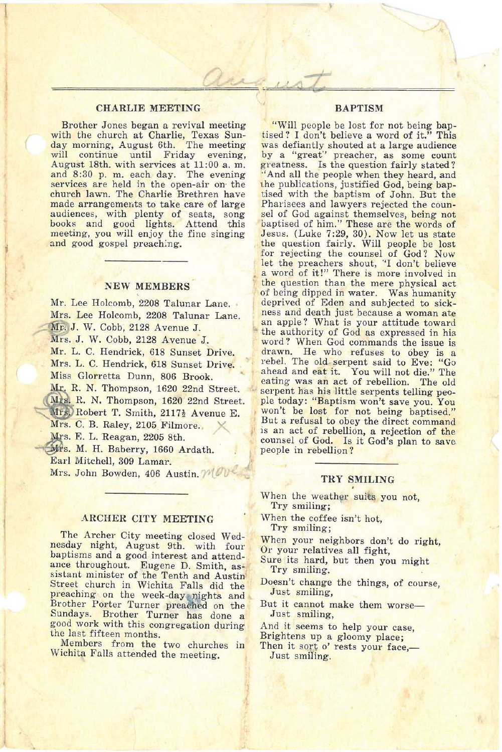## CHARLIE MEETING

Brother Jones began a revival meeting with the church at Charlie, Texas Sunday morning, August 6th. The meeting will continue until Friday evening, August 18th. with services at 11:00 a. m. and 8:30 p. m. each day. The evening services are held in the open-air on the church lawn. The Charlie Brethren have made arrangements to take care of large audiences, with plenty of seats, song books and good lights. Attend this meeting, you will enjoy the fine singing and good gospel preaching.

## NEW MEMBERS

Mr. Lee Holcomb, 2208 Talunar Lane.
Mrs. Lee Holcomb, 2208 Talunar Lane.
Mr. J. W. Cobb, 2128 Avenue J.
Mrs. J. W. Cobb, 2128 Avenue J.
Mr. L. C. Hendrick, 618 Sunset Drive.
Mrs. L. C. Hendrick, 618 Sunset Drive.
Miss Glorretta Dunn, 806 Brook.
Mr. R. N. Thompson, 1620 22nd Street.
Mrs. R. N. Thompson, 1620 22nd Street.
Mrs. Robert T. Smith, 2117½ Avenue E.
Mrs. C. B. Raley, 2105 Filmore.
Mrs. E. L. Reagan, 2205 8th.
Mrs. M. H. Baberry, 1660 Ardath.
Earl Mitchell, 309 Lamar.
Mrs. John Bowden, 406 Austin.

## ARCHER CITY MEETING

The Archer City meeting closed Wednesday night, August 9th. with four baptisms and a good interest and attendance throughout. Eugene D. Smith, assistant minister of the Tenth and Austin Street church in Wichita Falls did the preaching on the week-day nights and Brother Porter Turner preached on the Sundays. Brother Turner has done a good work with this congregation during the last fifteen months.

Members from the two churches in Wichita Falls attended the meeting.

## BAPTISM

"Will people be lost for not being baptised? I don't believe a word of it." This was defiantly shouted at a large audience by a "great" preacher, as some count greatness. Is the question fairly stated? "And all the people when they heard, and the publications, justified God, being baptised with the baptism of John. But the Pharisees and lawyers rejected the counsel of God against themselves, being not baptised of him." These are the words of Jesus. (Luke 7:29, 30). Now let us state the question fairly. Will people be lost for rejecting the counsel of God? Now let the preachers shout, "I don't believe a word of it!" There is more involved in the question than the mere physical act of being dipped in water. Was humanity deprived of Eden and subjected to sickness and death just because a woman ate an apple? What is your attitude toward the authority of God as expressed in his word? When God commands the issue is drawn. He who refuses to obey is a rebel. The old serpent said to Eve: "Go ahead and eat it. You will not die." The eating was an act of rebellion. The old serpent has his little serpents telling people today: "Baptism won't save you. You won't be lost for not being baptised." But a refusal to obey the direct command is an act of rebellion, a rejection of the counsel of God. Is it God's plan to save people in rebellion?

## TRY SMILING

When the weather suits you not,
Try smiling;
When the coffee isn't hot,
Try smiling;
When your neighbors don't do right,
Or your relatives all fight,
Sure its hard, but then you might
Try smiling.
Doesn't change the things, of course,
Just smiling,
But it cannot make them worse—
Just smiling,
And it seems to help your case,
Brightens up a gloomy place;
Then it sort o' rests your face,—
Just smiling.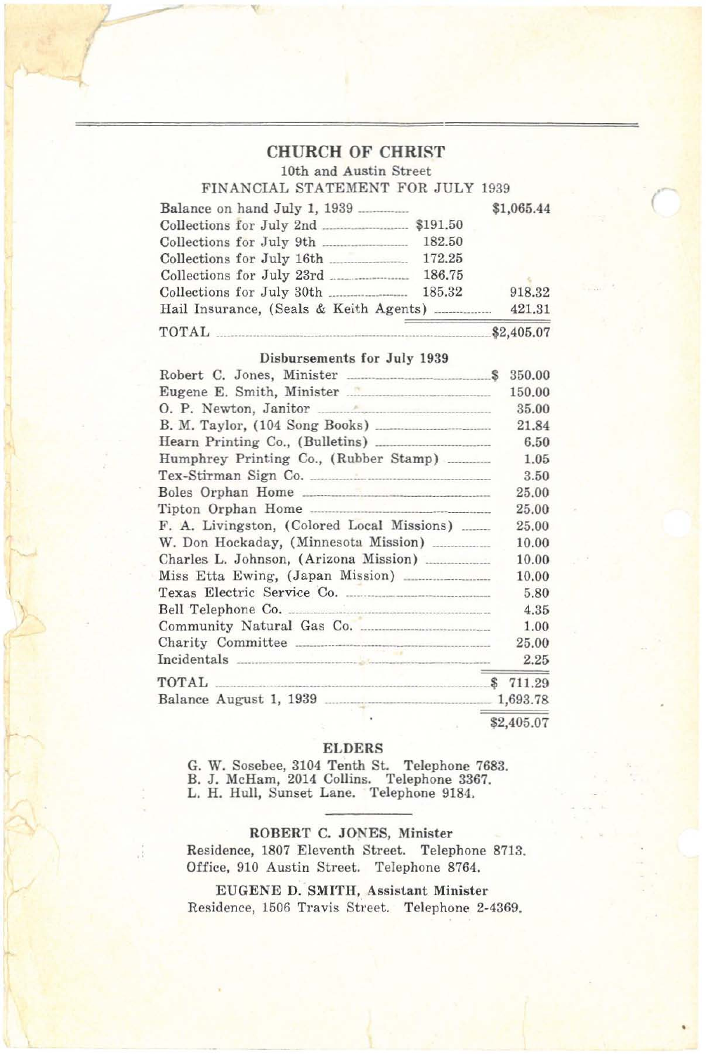# CHURCH OF CHRIST

10th and Austin Street

FINANCIAL STATEMENT FOR JULY 1939

| | | |
|---|---|---|
| Balance on hand July 1, 1939 | | $1,065.44 |
| Collections for July 2nd | $191.50 | |
| Collections for July 9th | 182.50 | |
| Collections for July 16th | 172.25 | |
| Collections for July 23rd | 186.75 | |
| Collections for July 30th | 185.32 | 918.32 |
| Hail Insurance, (Seals & Keith Agents) | | 421.31 |
| TOTAL | | $2,405.07 |

## Disbursements for July 1939

| | |
|---|---|
| Robert C. Jones, Minister | $ 350.00 |
| Eugene E. Smith, Minister | 150.00 |
| O. P. Newton, Janitor | 35.00 |
| B. M. Taylor, (104 Song Books) | 21.84 |
| Hearn Printing Co., (Bulletins) | 6.50 |
| Humphrey Printing Co., (Rubber Stamp) | 1.05 |
| Tex-Stirman Sign Co. | 3.50 |
| Boles Orphan Home | 25.00 |
| Tipton Orphan Home | 25.00 |
| F. A. Livingston, (Colored Local Missions) | 25.00 |
| W. Don Hockaday, (Minnesota Mission) | 10.00 |
| Charles L. Johnson, (Arizona Mission) | 10.00 |
| Miss Etta Ewing, (Japan Mission) | 10.00 |
| Texas Electric Service Co. | 5.80 |
| Bell Telephone Co. | 4.35 |
| Community Natural Gas Co. | 1.00 |
| Charity Committee | 25.00 |
| Incidentals | 2.25 |
| TOTAL | $ 711.29 |
| Balance August 1, 1939 | 1,693.78 |
| | $2,405.07 |

## ELDERS

G. W. Sosebee, 3104 Tenth St. Telephone 7683.
B. J. McHam, 2014 Collins. Telephone 3367.
L. H. Hull, Sunset Lane. Telephone 9184.

**ROBERT C. JONES, Minister**
Residence, 1807 Eleventh Street. Telephone 8713.
Office, 910 Austin Street. Telephone 8764.

**EUGENE D. SMITH, Assistant Minister**
Residence, 1506 Travis Street. Telephone 2-4369.